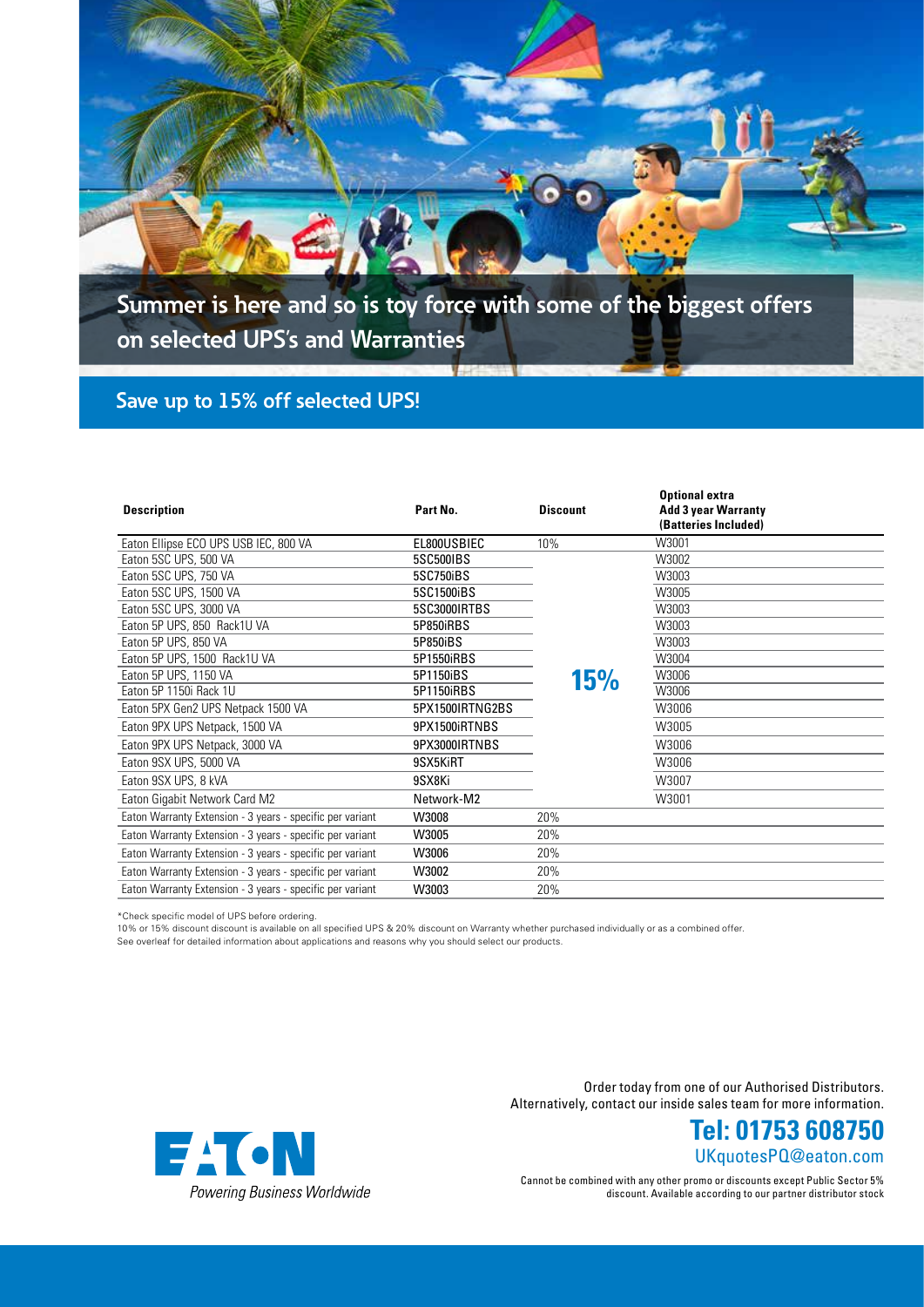# Summer is here and so is toy force with some of the biggest offers on selected UPS's and Warranties

## Save up to 15% off selected UPS!

| Description | Part No. | Discount | Optional extra Add 3 year Warranty (Batteries Included) |
|---|---|---|---|
| Eaton Ellipse ECO UPS USB IEC, 800 VA | EL800USBIEC | 10% | W3001 |
| Eaton 5SC UPS, 500 VA | 5SC500IBS | 15% | W3002 |
| Eaton 5SC UPS, 750 VA | 5SC750iBS | | W3003 |
| Eaton 5SC UPS, 1500 VA | 5SC1500iBS | | W3005 |
| Eaton 5SC UPS, 3000 VA | 5SC3000IRTBS | | W3003 |
| Eaton 5P UPS, 850 Rack1U VA | 5P850iRBS | | W3003 |
| Eaton 5P UPS, 850 VA | 5P850iBS | | W3003 |
| Eaton 5P UPS, 1500 Rack1U VA | 5P1550iRBS | | W3004 |
| Eaton 5P UPS, 1150 VA | 5P1150iBS | | W3006 |
| Eaton 5P 1150i Rack 1U | 5P1150iRBS | | W3006 |
| Eaton 5PX Gen2 UPS Netpack 1500 VA | 5PX1500IRTNG2BS | | W3006 |
| Eaton 9PX UPS Netpack, 1500 VA | 9PX1500iRTNBS | | W3005 |
| Eaton 9PX UPS Netpack, 3000 VA | 9PX3000IRTNBS | | W3006 |
| Eaton 9SX UPS, 5000 VA | 9SX5KiRT | | W3006 |
| Eaton 9SX UPS, 8 kVA | 9SX8Ki | | W3007 |
| Eaton Gigabit Network Card M2 | Network-M2 | | W3001 |
| Eaton Warranty Extension - 3 years - specific per variant | W3008 | 20% | |
| Eaton Warranty Extension - 3 years - specific per variant | W3005 | 20% | |
| Eaton Warranty Extension - 3 years - specific per variant | W3006 | 20% | |
| Eaton Warranty Extension - 3 years - specific per variant | W3002 | 20% | |
| Eaton Warranty Extension - 3 years - specific per variant | W3003 | 20% | |

*Check specific model of UPS before ordering.
10% or 15% discount discount is available on all specified UPS & 20% discount on Warranty whether purchased individually or as a combined offer.
See overleaf for detailed information about applications and reasons why you should select our products.

Order today from one of our Authorised Distributors.
Alternatively, contact our inside sales team for more information.

**Tel: 01753 608750**
UKquotesPQ@eaton.com

Cannot be combined with any other promo or discounts except Public Sector 5% discount. Available according to our partner distributor stock

EATON
*Powering Business Worldwide*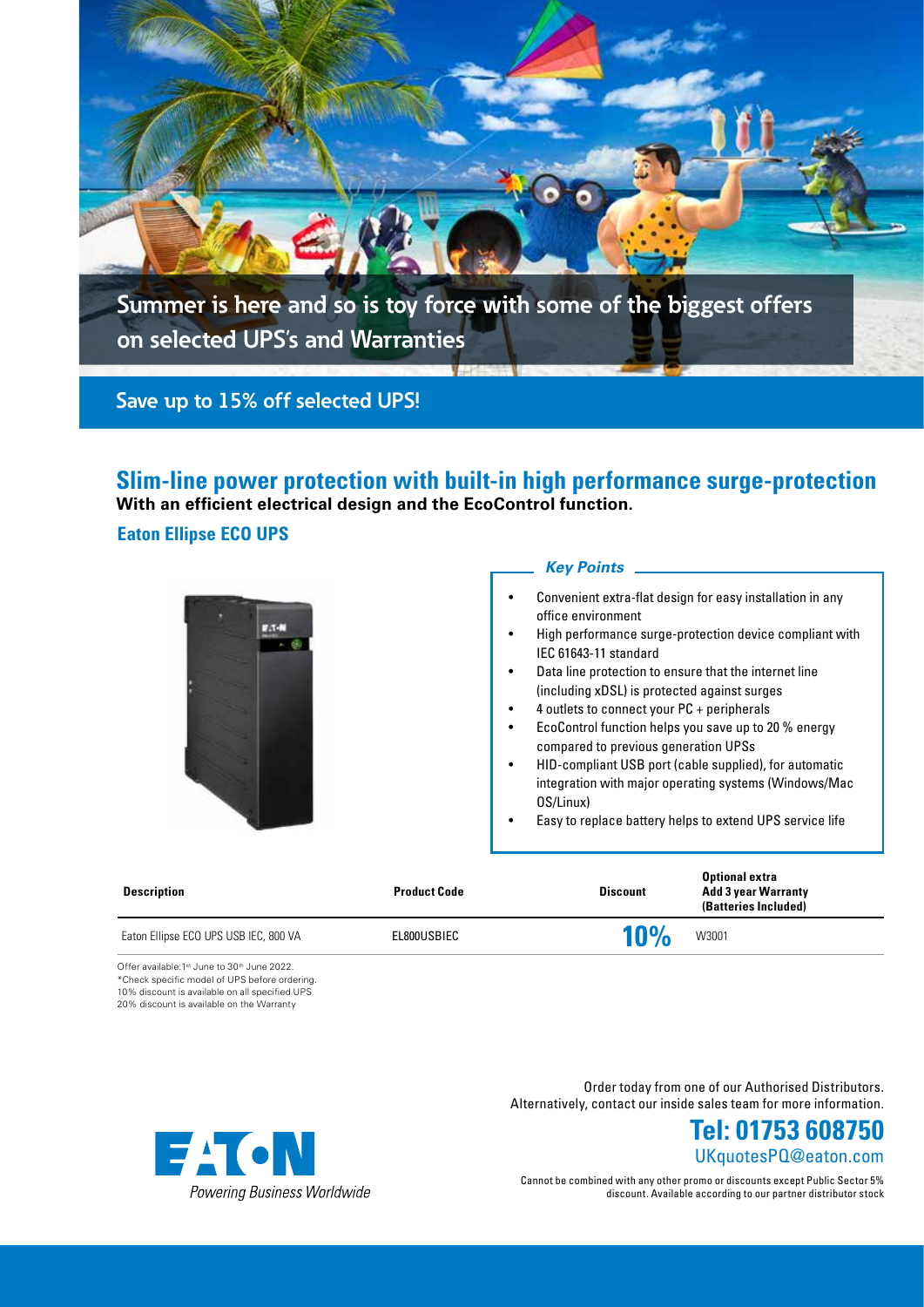Summer is here and so is toy force with some of the biggest offers on selected UPS's and Warranties

Save up to 15% off selected UPS!

## Slim-line power protection with built-in high performance surge-protection

**With an efficient electrical design and the EcoControl function.**

### Eaton Ellipse ECO UPS

***Key Points***

- Convenient extra-flat design for easy installation in any office environment
- High performance surge-protection device compliant with IEC 61643-11 standard
- Data line protection to ensure that the internet line (including xDSL) is protected against surges
- 4 outlets to connect your PC + peripherals
- EcoControl function helps you save up to 20 % energy compared to previous generation UPSs
- HID-compliant USB port (cable supplied), for automatic integration with major operating systems (Windows/Mac OS/Linux)
- Easy to replace battery helps to extend UPS service life

| Description | Product Code | Discount | Optional extra Add 3 year Warranty (Batteries Included) |
|---|---|---|---|
| Eaton Ellipse ECO UPS USB IEC, 800 VA | EL800USBIEC | 10% | W3001 |

Offer available: 1st June to 30th June 2022.
*Check specific model of UPS before ordering.
10% discount is available on all specified UPS
20% discount is available on the Warranty

Order today from one of our Authorised Distributors.
Alternatively, contact our inside sales team for more information.

**Tel: 01753 608750**
UKquotesPQ@eaton.com

Cannot be combined with any other promo or discounts except Public Sector 5% discount. Available according to our partner distributor stock

EATON
Powering Business Worldwide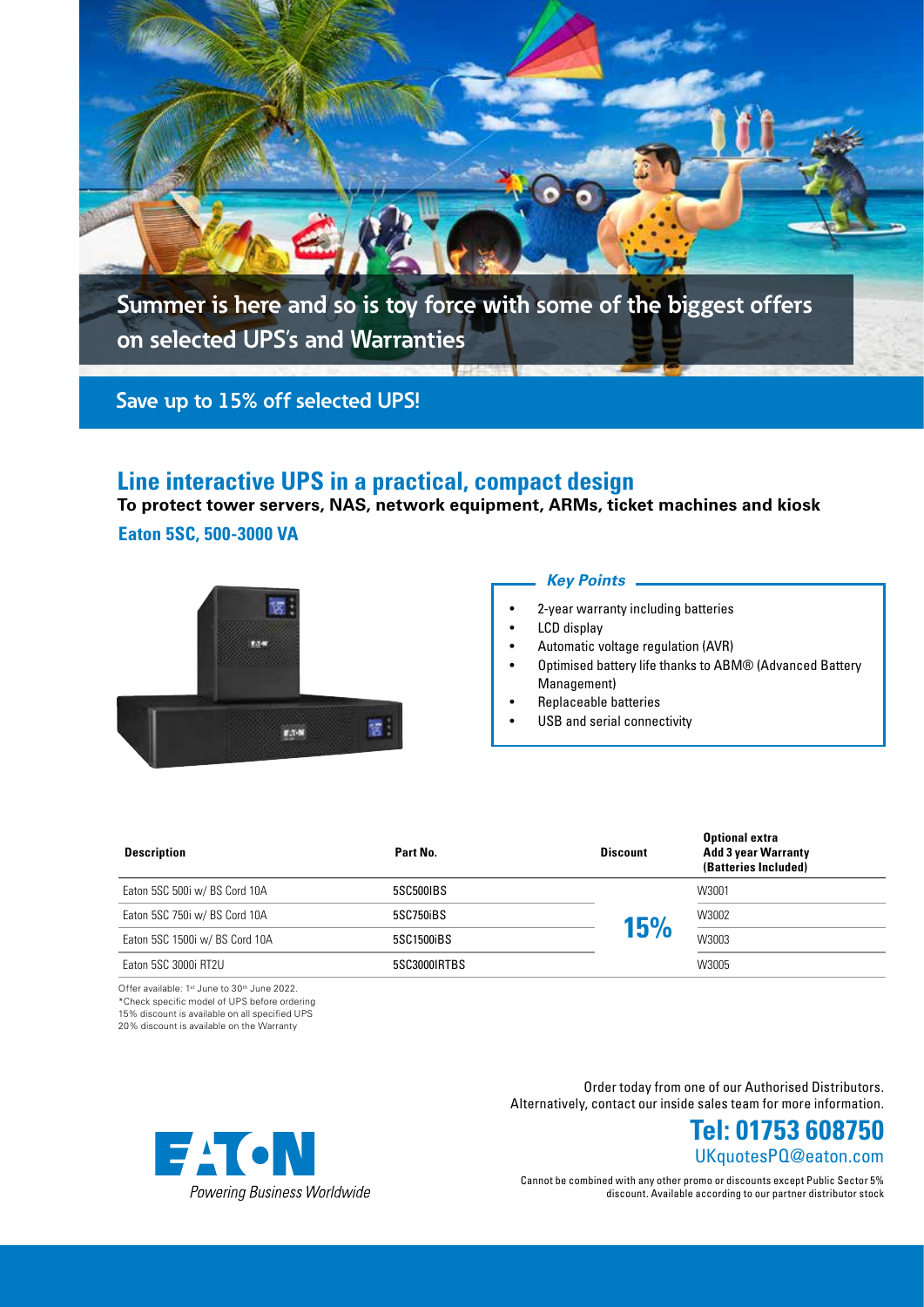Summer is here and so is toy force with some of the biggest offers on selected UPS's and Warranties

Save up to 15% off selected UPS!

## Line interactive UPS in a practical, compact design

**To protect tower servers, NAS, network equipment, ARMs, ticket machines and kiosk**

### Eaton 5SC, 500-3000 VA

***Key Points***

- 2-year warranty including batteries
- LCD display
- Automatic voltage regulation (AVR)
- Optimised battery life thanks to ABM® (Advanced Battery Management)
- Replaceable batteries
- USB and serial connectivity

| Description | Part No. | Discount | Optional extra Add 3 year Warranty (Batteries Included) |
|---|---|---|---|
| Eaton 5SC 500i w/ BS Cord 10A | 5SC500IBS | 15% | W3001 |
| Eaton 5SC 750i w/ BS Cord 10A | 5SC750iBS | | W3002 |
| Eaton 5SC 1500i w/ BS Cord 10A | 5SC1500iBS | | W3003 |
| Eaton 5SC 3000i RT2U | 5SC3000IRTBS | | W3005 |

Offer available: 1st June to 30th June 2022.
*Check specific model of UPS before ordering
15% discount is available on all specified UPS
20% discount is available on the Warranty

Order today from one of our Authorised Distributors.
Alternatively, contact our inside sales team for more information.

**Tel: 01753 608750**
UKquotesPQ@eaton.com

Cannot be combined with any other promo or discounts except Public Sector 5% discount. Available according to our partner distributor stock

EATON
Powering Business Worldwide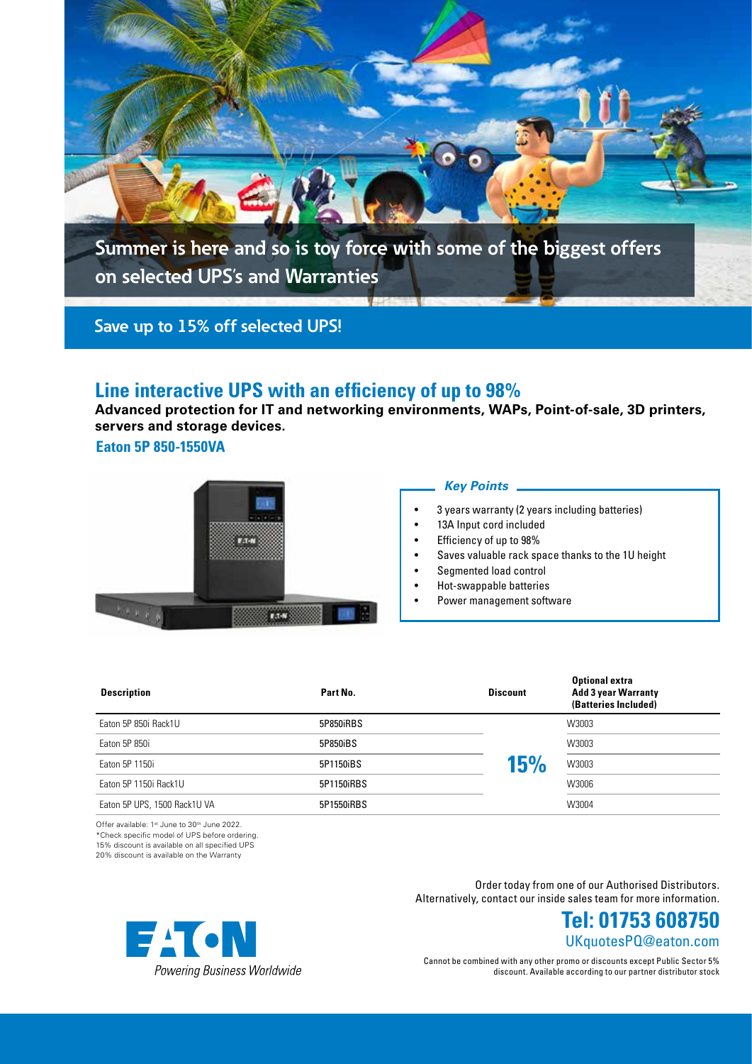Summer is here and so is toy force with some of the biggest offers on selected UPS's and Warranties

**Save up to 15% off selected UPS!**

## Line interactive UPS with an efficiency of up to 98%

**Advanced protection for IT and networking environments, WAPs, Point-of-sale, 3D printers, servers and storage devices.**

### Eaton 5P 850-1550VA

***Key Points***

- 3 years warranty (2 years including batteries)
- 13A Input cord included
- Efficiency of up to 98%
- Saves valuable rack space thanks to the 1U height
- Segmented load control
- Hot-swappable batteries
- Power management software

| Description | Part No. | Discount | Optional extra Add 3 year Warranty (Batteries Included) |
|---|---|---|---|
| Eaton 5P 850i Rack1U | 5P850iRBS | 15% | W3003 |
| Eaton 5P 850i | 5P850iBS | | W3003 |
| Eaton 5P 1150i | 5P1150iBS | | W3003 |
| Eaton 5P 1150i Rack1U | 5P1150iRBS | | W3006 |
| Eaton 5P UPS, 1500 Rack1U VA | 5P1550iRBS | | W3004 |

Offer available: 1st June to 30th June 2022.
*Check specific model of UPS before ordering.
15% discount is available on all specified UPS
20% discount is available on the Warranty

Order today from one of our Authorised Distributors.
Alternatively, contact our inside sales team for more information.

**Tel: 01753 608750**
UKquotesPQ@eaton.com

Cannot be combined with any other promo or discounts except Public Sector 5% discount. Available according to our partner distributor stock

EATON
*Powering Business Worldwide*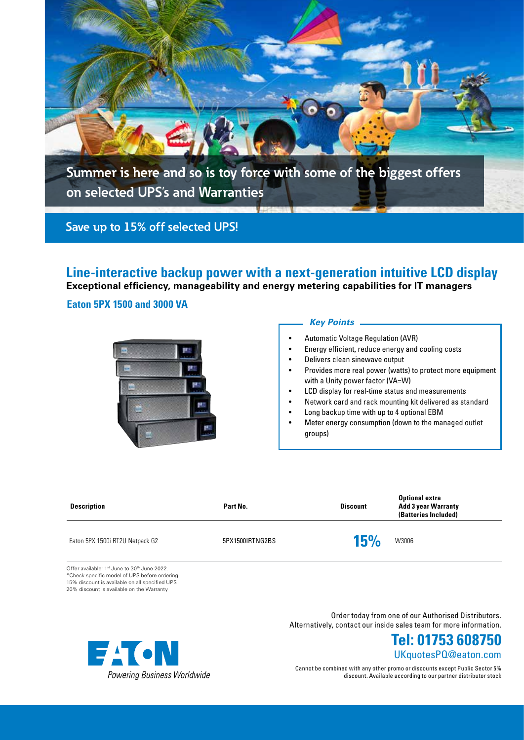Summer is here and so is toy force with some of the biggest offers on selected UPS's and Warranties

**Save up to 15% off selected UPS!**

## Line-interactive backup power with a next-generation intuitive LCD display

**Exceptional efficiency, manageability and energy metering capabilities for IT managers**

### Eaton 5PX 1500 and 3000 VA

***Key Points***

- Automatic Voltage Regulation (AVR)
- Energy efficient, reduce energy and cooling costs
- Delivers clean sinewave output
- Provides more real power (watts) to protect more equipment with a Unity power factor (VA=W)
- LCD display for real-time status and measurements
- Network card and rack mounting kit delivered as standard
- Long backup time with up to 4 optional EBM
- Meter energy consumption (down to the managed outlet groups)

| Description | Part No. | Discount | Optional extra Add 3 year Warranty (Batteries Included) |
|---|---|---|---|
| Eaton 5PX 1500i RT2U Netpack G2 | 5PX1500IRTNG2BS | 15% | W3006 |

Offer available: 1st June to 30th June 2022.
*Check specific model of UPS before ordering.
15% discount is available on all specified UPS
20% discount is available on the Warranty

Order today from one of our Authorised Distributors.
Alternatively, contact our inside sales team for more information.

**Tel: 01753 608750**
UKquotesPQ@eaton.com

Cannot be combined with any other promo or discounts except Public Sector 5% discount. Available according to our partner distributor stock

EATON
*Powering Business Worldwide*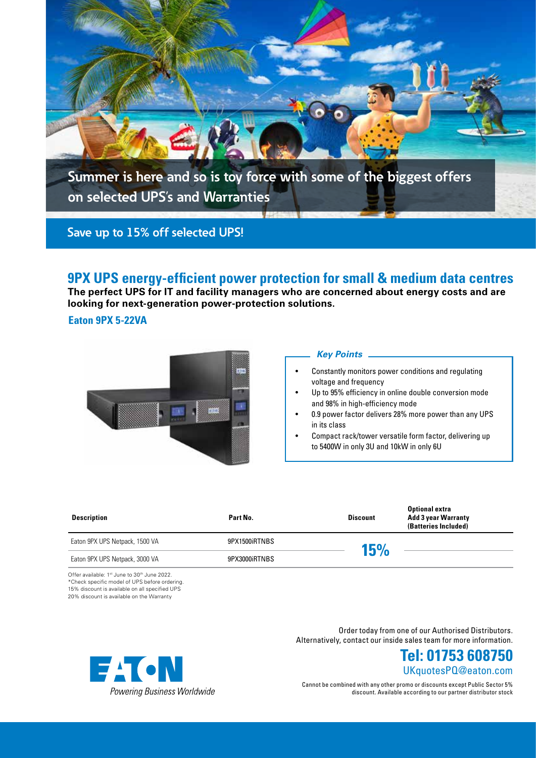Summer is here and so is toy force with some of the biggest offers on selected UPS's and Warranties

Save up to 15% off selected UPS!

## 9PX UPS energy-efficient power protection for small & medium data centres

**The perfect UPS for IT and facility managers who are concerned about energy costs and are looking for next-generation power-protection solutions.**

### Eaton 9PX 5-22VA

***Key Points***

- Constantly monitors power conditions and regulating voltage and frequency
- Up to 95% efficiency in online double conversion mode and 98% in high-efficiency mode
- 0.9 power factor delivers 28% more power than any UPS in its class
- Compact rack/tower versatile form factor, delivering up to 5400W in only 3U and 10kW in only 6U

| Description | Part No. | Discount | Optional extra Add 3 year Warranty (Batteries Included) |
|---|---|---|---|
| Eaton 9PX UPS Netpack, 1500 VA | 9PX1500iRTNBS | 15% | |
| Eaton 9PX UPS Netpack, 3000 VA | 9PX3000iRTNBS | | |

Offer available: 1st June to 30th June 2022.
*Check specific model of UPS before ordering.
15% discount is available on all specified UPS
20% discount is available on the Warranty

Order today from one of our Authorised Distributors.
Alternatively, contact our inside sales team for more information.

**Tel: 01753 608750**
UKquotesPQ@eaton.com

Cannot be combined with any other promo or discounts except Public Sector 5% discount. Available according to our partner distributor stock

EATON
*Powering Business Worldwide*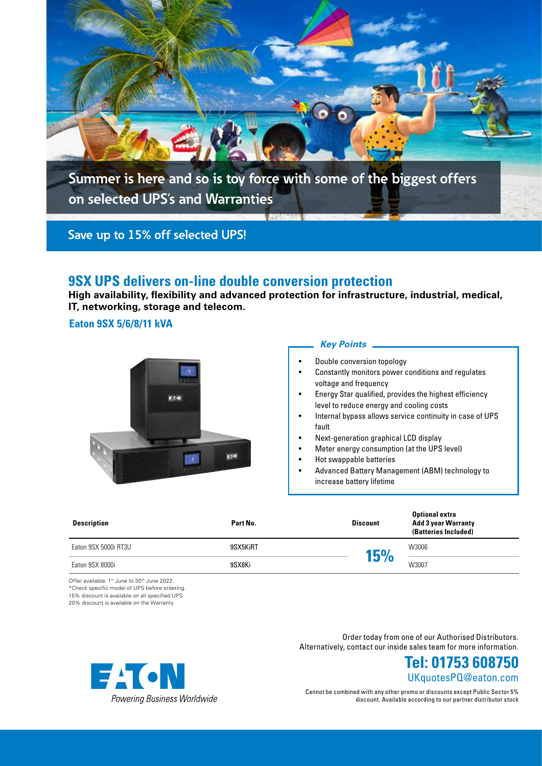Summer is here and so is toy force with some of the biggest offers on selected UPS's and Warranties

Save up to 15% off selected UPS!

## 9SX UPS delivers on-line double conversion protection

**High availability, flexibility and advanced protection for infrastructure, industrial, medical, IT, networking, storage and telecom.**

### Eaton 9SX 5/6/8/11 kVA

***Key Points***

- Double conversion topology
- Constantly monitors power conditions and regulates voltage and frequency
- Energy Star qualified, provides the highest efficiency level to reduce energy and cooling costs
- Internal bypass allows service continuity in case of UPS fault
- Next-generation graphical LCD display
- Meter energy consumption (at the UPS level)
- Hot swappable batteries
- Advanced Battery Management (ABM) technology to increase battery lifetime

| Description | Part No. | Discount | Optional extra Add 3 year Warranty (Batteries Included) |
|---|---|---|---|
| Eaton 9SX 5000i RT3U | 9SX5KiRT | 15% | W3006 |
| Eaton 9SX 8000i | 9SX8Ki | | W3007 |

Offer available: 1st June to 30th June 2022.
*Check specific model of UPS before ordering.
15% discount is available on all specified UPS
20% discount is available on the Warranty

Order today from one of our Authorised Distributors.
Alternatively, contact our inside sales team for more information.

**Tel: 01753 608750**
UKquotesPQ@eaton.com

Cannot be combined with any other promo or discounts except Public Sector 5% discount. Available according to our partner distributor stock

EATON
*Powering Business Worldwide*